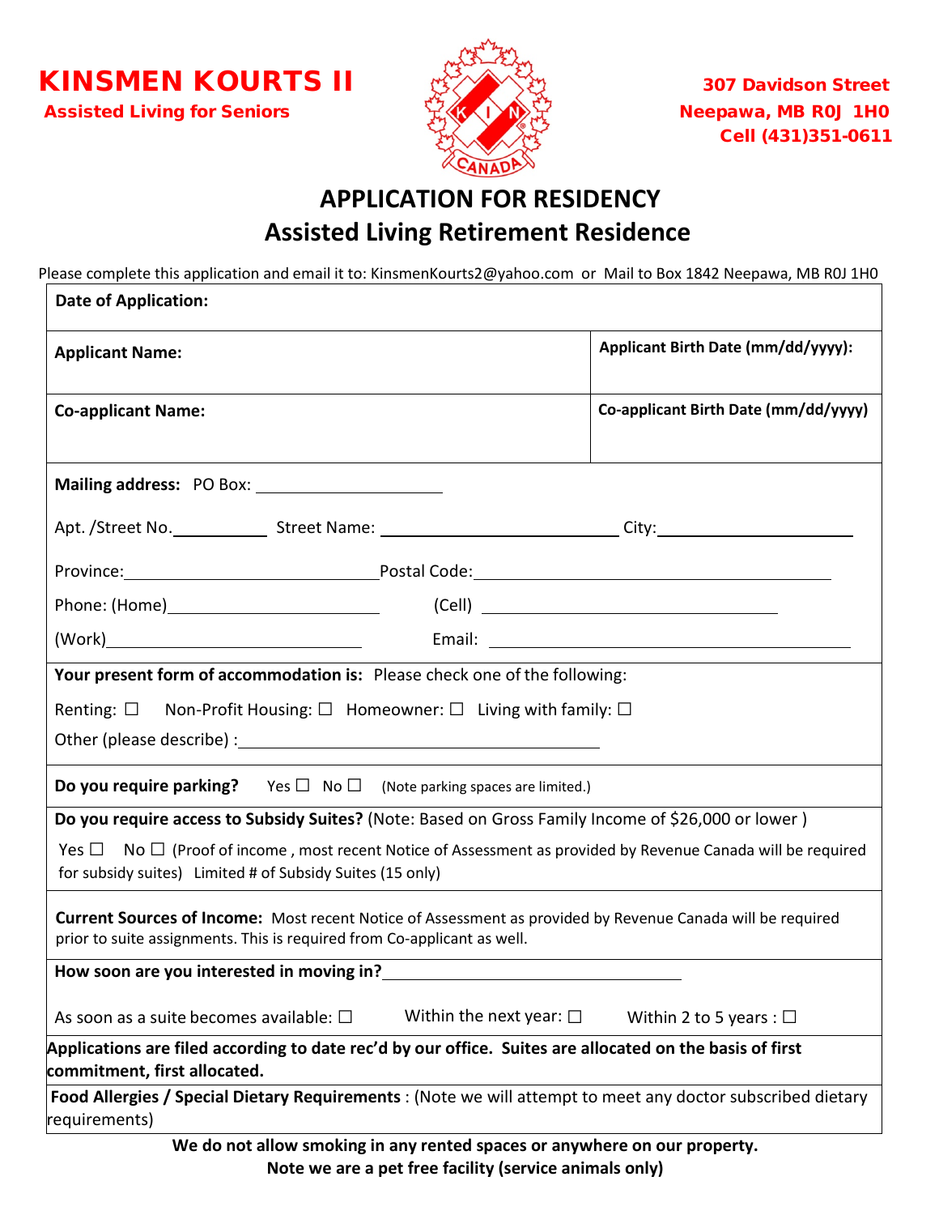**KINSMEN KOURTS II**
**Assisted Living for Seniors**

307 Davidson Street
Neepawa, MB R0J 1H0
Cell (431)351-0611

# APPLICATION FOR RESIDENCY
## Assisted Living Retirement Residence

Please complete this application and email it to: KinsmenKourts2@yahoo.com or Mail to Box 1842 Neepawa, MB R0J 1H0

**Date of Application:**

| **Applicant Name:** | **Applicant Birth Date (mm/dd/yyyy):** |
|---|---|
| **Co-applicant Name:** | **Co-applicant Birth Date (mm/dd/yyyy)** |

**Mailing address:** PO Box: ____________________

Apt. /Street No.__________ Street Name: ____________________________ City:____________________

Province:____________________________ Postal Code:________________________________________

Phone: (Home)______________________ (Cell) ________________________________

(Work)____________________________ Email: ________________________________________

**Your present form of accommodation is:** Please check one of the following:

Renting: ☐ Non-Profit Housing: ☐ Homeowner: ☐ Living with family: ☐

Other (please describe) :________________________________________

**Do you require parking?** Yes ☐ No ☐ (Note parking spaces are limited.)

**Do you require access to Subsidy Suites?** (Note: Based on Gross Family Income of $26,000 or lower )

Yes ☐ No ☐ (Proof of income , most recent Notice of Assessment as provided by Revenue Canada will be required for subsidy suites) Limited # of Subsidy Suites (15 only)

**Current Sources of Income:** Most recent Notice of Assessment as provided by Revenue Canada will be required prior to suite assignments. This is required from Co-applicant as well.

**How soon are you interested in moving in?**________________________________

As soon as a suite becomes available: ☐ Within the next year: ☐ Within 2 to 5 years : ☐

**Applications are filed according to date rec'd by our office. Suites are allocated on the basis of first commitment, first allocated.**

**Food Allergies / Special Dietary Requirements** : (Note we will attempt to meet any doctor subscribed dietary requirements)

**We do not allow smoking in any rented spaces or anywhere on our property.**
**Note we are a pet free facility (service animals only)**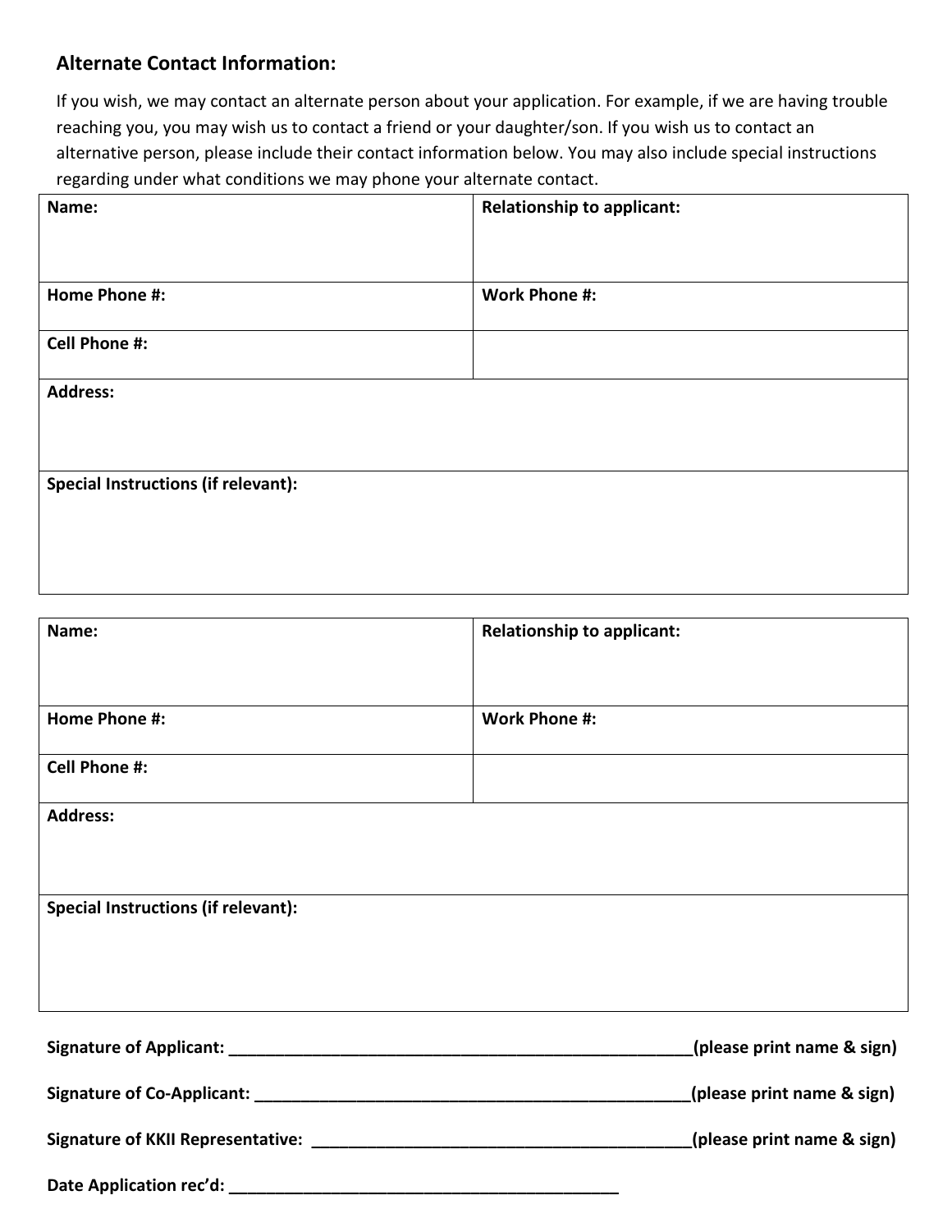## Alternate Contact Information:

If you wish, we may contact an alternate person about your application. For example, if we are having trouble reaching you, you may wish us to contact a friend or your daughter/son. If you wish us to contact an alternative person, please include their contact information below. You may also include special instructions regarding under what conditions we may phone your alternate contact.

| | |
|---|---|
| **Name:** | **Relationship to applicant:** |
| **Home Phone #:** | **Work Phone #:** |
| **Cell Phone #:** | |
| **Address:** | |
| **Special Instructions (if relevant):** | |

| | |
|---|---|
| **Name:** | **Relationship to applicant:** |
| **Home Phone #:** | **Work Phone #:** |
| **Cell Phone #:** | |
| **Address:** | |
| **Special Instructions (if relevant):** | |

**Signature of Applicant: ______________________________________________________(please print name & sign)**

**Signature of Co-Applicant: ___________________________________________________(please print name & sign)**

**Signature of KKII Representative: ______________________________________________(please print name & sign)**

**Date Application rec'd: _____________________________________________**